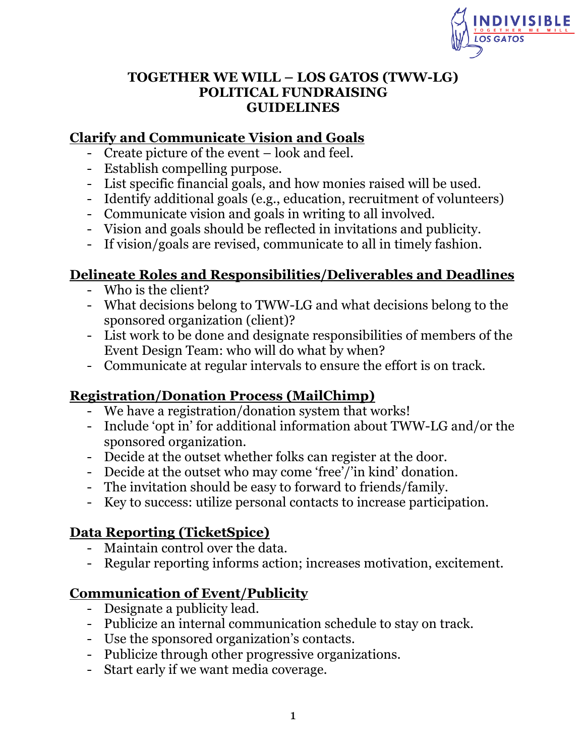# TOGETHER WE WILL – LOS GATOS (TWW-LG) POLITICAL FUNDRAISING GUIDELINES

## Clarify and Communicate Vision and Goals

- Create picture of the event – look and feel.
- Establish compelling purpose.
- List specific financial goals, and how monies raised will be used.
- Identify additional goals (e.g., education, recruitment of volunteers)
- Communicate vision and goals in writing to all involved.
- Vision and goals should be reflected in invitations and publicity.
- If vision/goals are revised, communicate to all in timely fashion.

## Delineate Roles and Responsibilities/Deliverables and Deadlines

- Who is the client?
- What decisions belong to TWW-LG and what decisions belong to the sponsored organization (client)?
- List work to be done and designate responsibilities of members of the Event Design Team: who will do what by when?
- Communicate at regular intervals to ensure the effort is on track.

## Registration/Donation Process (MailChimp)

- We have a registration/donation system that works!
- Include 'opt in' for additional information about TWW-LG and/or the sponsored organization.
- Decide at the outset whether folks can register at the door.
- Decide at the outset who may come 'free'/'in kind' donation.
- The invitation should be easy to forward to friends/family.
- Key to success: utilize personal contacts to increase participation.

## Data Reporting (TicketSpice)

- Maintain control over the data.
- Regular reporting informs action; increases motivation, excitement.

## Communication of Event/Publicity

- Designate a publicity lead.
- Publicize an internal communication schedule to stay on track.
- Use the sponsored organization's contacts.
- Publicize through other progressive organizations.
- Start early if we want media coverage.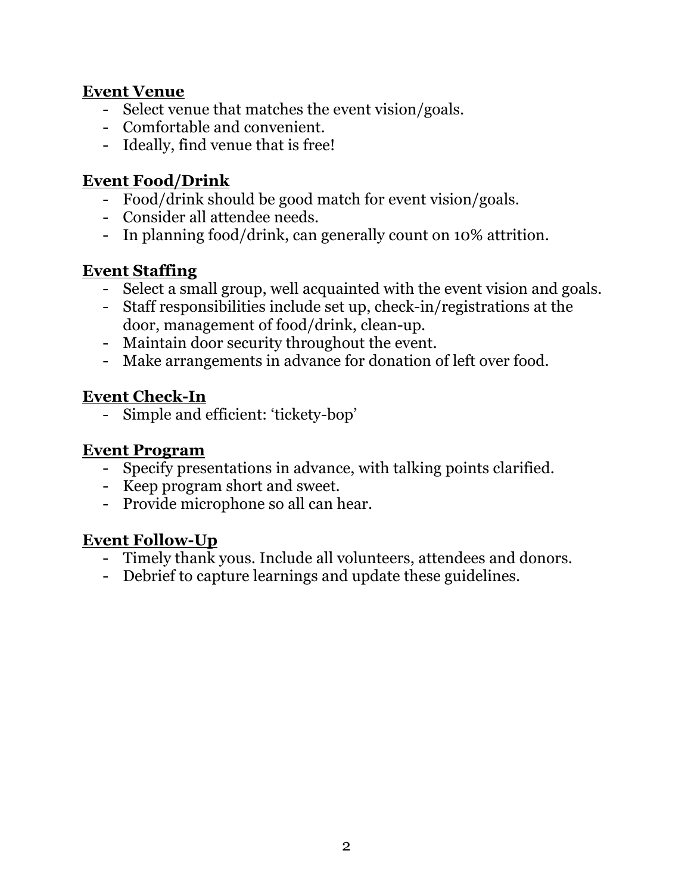**Event Venue**

- Select venue that matches the event vision/goals.
- Comfortable and convenient.
- Ideally, find venue that is free!

**Event Food/Drink**

- Food/drink should be good match for event vision/goals.
- Consider all attendee needs.
- In planning food/drink, can generally count on 10% attrition.

**Event Staffing**

- Select a small group, well acquainted with the event vision and goals.
- Staff responsibilities include set up, check-in/registrations at the door, management of food/drink, clean-up.
- Maintain door security throughout the event.
- Make arrangements in advance for donation of left over food.

**Event Check-In**

- Simple and efficient: 'tickety-bop'

**Event Program**

- Specify presentations in advance, with talking points clarified.
- Keep program short and sweet.
- Provide microphone so all can hear.

**Event Follow-Up**

- Timely thank yous. Include all volunteers, attendees and donors.
- Debrief to capture learnings and update these guidelines.